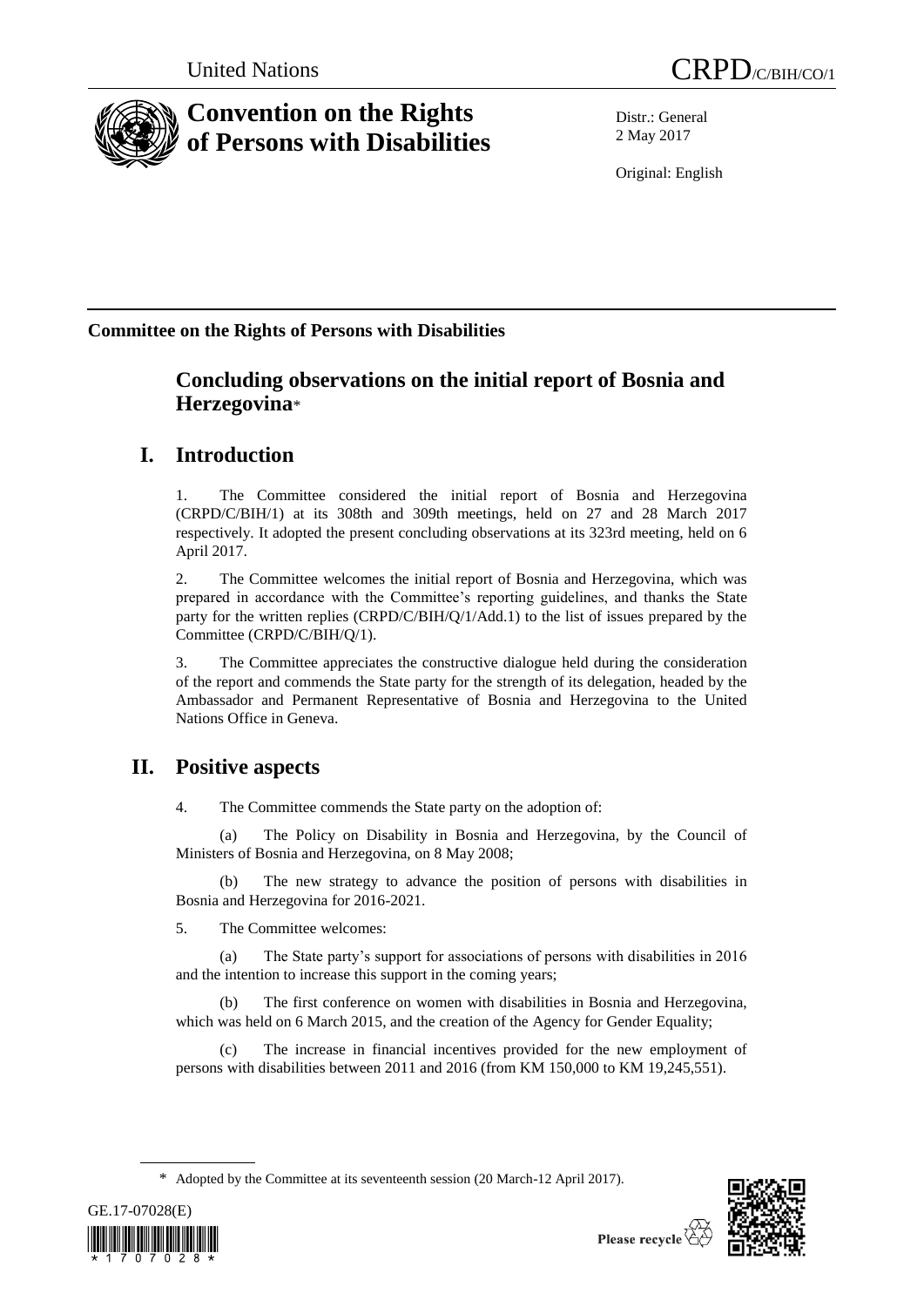United Nations CRPD/C/BIH/CO/1

# Convention on the Rights of Persons with Disabilities

Distr.: General
2 May 2017

Original: English

**Committee on the Rights of Persons with Disabilities**

## Concluding observations on the initial report of Bosnia and Herzegovina*

## I. Introduction

1. The Committee considered the initial report of Bosnia and Herzegovina (CRPD/C/BIH/1) at its 308th and 309th meetings, held on 27 and 28 March 2017 respectively. It adopted the present concluding observations at its 323rd meeting, held on 6 April 2017.

2. The Committee welcomes the initial report of Bosnia and Herzegovina, which was prepared in accordance with the Committee's reporting guidelines, and thanks the State party for the written replies (CRPD/C/BIH/Q/1/Add.1) to the list of issues prepared by the Committee (CRPD/C/BIH/Q/1).

3. The Committee appreciates the constructive dialogue held during the consideration of the report and commends the State party for the strength of its delegation, headed by the Ambassador and Permanent Representative of Bosnia and Herzegovina to the United Nations Office in Geneva.

## II. Positive aspects

4. The Committee commends the State party on the adoption of:

(a) The Policy on Disability in Bosnia and Herzegovina, by the Council of Ministers of Bosnia and Herzegovina, on 8 May 2008;

(b) The new strategy to advance the position of persons with disabilities in Bosnia and Herzegovina for 2016-2021.

5. The Committee welcomes:

(a) The State party's support for associations of persons with disabilities in 2016 and the intention to increase this support in the coming years;

(b) The first conference on women with disabilities in Bosnia and Herzegovina, which was held on 6 March 2015, and the creation of the Agency for Gender Equality;

(c) The increase in financial incentives provided for the new employment of persons with disabilities between 2011 and 2016 (from KM 150,000 to KM 19,245,551).

\* Adopted by the Committee at its seventeenth session (20 March-12 April 2017).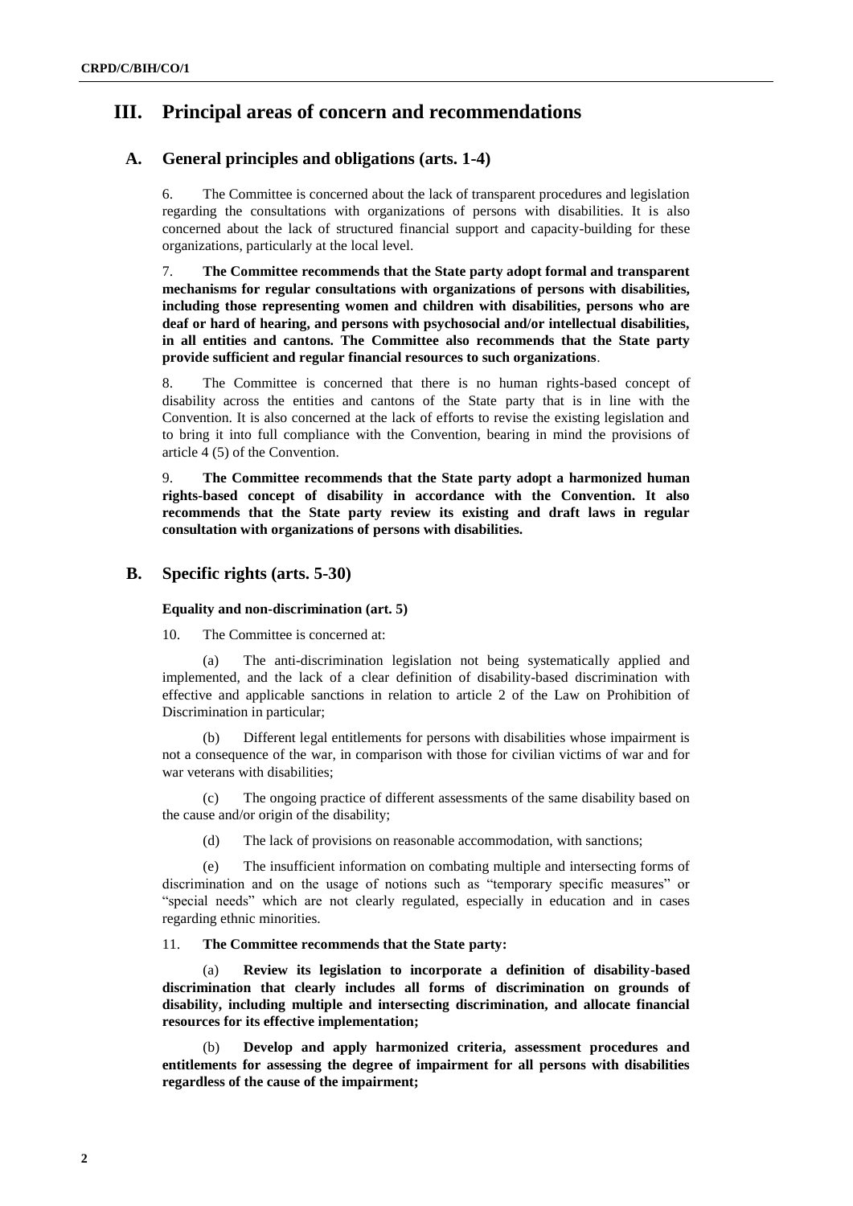## III. Principal areas of concern and recommendations

### A. General principles and obligations (arts. 1-4)

6. The Committee is concerned about the lack of transparent procedures and legislation regarding the consultations with organizations of persons with disabilities. It is also concerned about the lack of structured financial support and capacity-building for these organizations, particularly at the local level.

7. **The Committee recommends that the State party adopt formal and transparent mechanisms for regular consultations with organizations of persons with disabilities, including those representing women and children with disabilities, persons who are deaf or hard of hearing, and persons with psychosocial and/or intellectual disabilities, in all entities and cantons. The Committee also recommends that the State party provide sufficient and regular financial resources to such organizations**.

8. The Committee is concerned that there is no human rights-based concept of disability across the entities and cantons of the State party that is in line with the Convention. It is also concerned at the lack of efforts to revise the existing legislation and to bring it into full compliance with the Convention, bearing in mind the provisions of article 4 (5) of the Convention.

9. **The Committee recommends that the State party adopt a harmonized human rights-based concept of disability in accordance with the Convention. It also recommends that the State party review its existing and draft laws in regular consultation with organizations of persons with disabilities.**

### B. Specific rights (arts. 5-30)

#### Equality and non-discrimination (art. 5)

10. The Committee is concerned at:

(a) The anti-discrimination legislation not being systematically applied and implemented, and the lack of a clear definition of disability-based discrimination with effective and applicable sanctions in relation to article 2 of the Law on Prohibition of Discrimination in particular;

(b) Different legal entitlements for persons with disabilities whose impairment is not a consequence of the war, in comparison with those for civilian victims of war and for war veterans with disabilities;

(c) The ongoing practice of different assessments of the same disability based on the cause and/or origin of the disability;

(d) The lack of provisions on reasonable accommodation, with sanctions;

(e) The insufficient information on combating multiple and intersecting forms of discrimination and on the usage of notions such as "temporary specific measures" or "special needs" which are not clearly regulated, especially in education and in cases regarding ethnic minorities.

11. **The Committee recommends that the State party:**

(a) **Review its legislation to incorporate a definition of disability-based discrimination that clearly includes all forms of discrimination on grounds of disability, including multiple and intersecting discrimination, and allocate financial resources for its effective implementation;**

(b) **Develop and apply harmonized criteria, assessment procedures and entitlements for assessing the degree of impairment for all persons with disabilities regardless of the cause of the impairment;**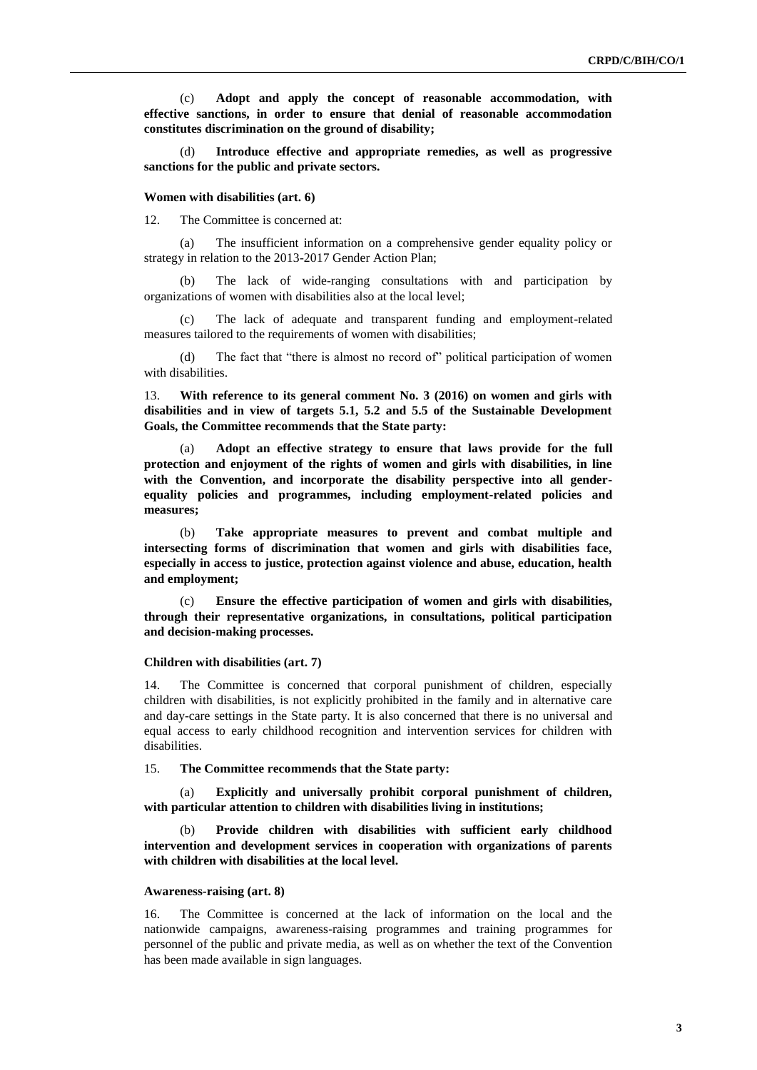(c) **Adopt and apply the concept of reasonable accommodation, with effective sanctions, in order to ensure that denial of reasonable accommodation constitutes discrimination on the ground of disability;**

(d) **Introduce effective and appropriate remedies, as well as progressive sanctions for the public and private sectors.**

#### Women with disabilities (art. 6)

12. The Committee is concerned at:

(a) The insufficient information on a comprehensive gender equality policy or strategy in relation to the 2013-2017 Gender Action Plan;

(b) The lack of wide-ranging consultations with and participation by organizations of women with disabilities also at the local level;

(c) The lack of adequate and transparent funding and employment-related measures tailored to the requirements of women with disabilities;

(d) The fact that "there is almost no record of" political participation of women with disabilities.

13. **With reference to its general comment No. 3 (2016) on women and girls with disabilities and in view of targets 5.1, 5.2 and 5.5 of the Sustainable Development Goals, the Committee recommends that the State party:**

(a) **Adopt an effective strategy to ensure that laws provide for the full protection and enjoyment of the rights of women and girls with disabilities, in line with the Convention, and incorporate the disability perspective into all gender-equality policies and programmes, including employment-related policies and measures;**

(b) **Take appropriate measures to prevent and combat multiple and intersecting forms of discrimination that women and girls with disabilities face, especially in access to justice, protection against violence and abuse, education, health and employment;**

(c) **Ensure the effective participation of women and girls with disabilities, through their representative organizations, in consultations, political participation and decision-making processes.**

#### Children with disabilities (art. 7)

14. The Committee is concerned that corporal punishment of children, especially children with disabilities, is not explicitly prohibited in the family and in alternative care and day-care settings in the State party. It is also concerned that there is no universal and equal access to early childhood recognition and intervention services for children with disabilities.

15. **The Committee recommends that the State party:**

(a) **Explicitly and universally prohibit corporal punishment of children, with particular attention to children with disabilities living in institutions;**

(b) **Provide children with disabilities with sufficient early childhood intervention and development services in cooperation with organizations of parents with children with disabilities at the local level.**

#### Awareness-raising (art. 8)

16. The Committee is concerned at the lack of information on the local and the nationwide campaigns, awareness-raising programmes and training programmes for personnel of the public and private media, as well as on whether the text of the Convention has been made available in sign languages.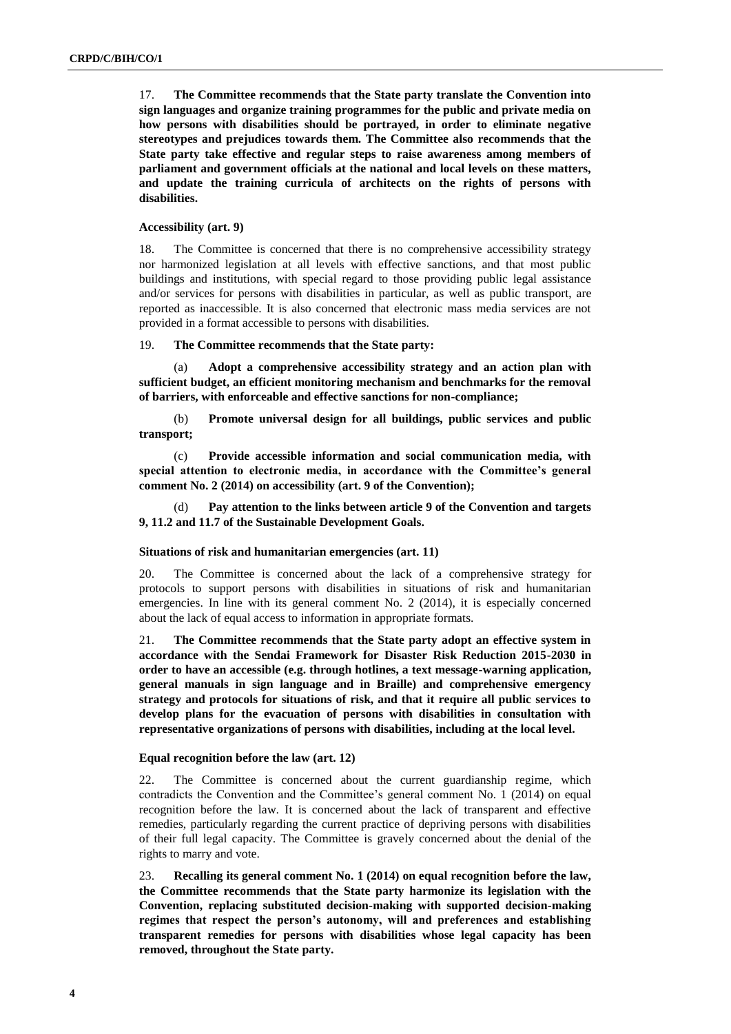17. **The Committee recommends that the State party translate the Convention into sign languages and organize training programmes for the public and private media on how persons with disabilities should be portrayed, in order to eliminate negative stereotypes and prejudices towards them. The Committee also recommends that the State party take effective and regular steps to raise awareness among members of parliament and government officials at the national and local levels on these matters, and update the training curricula of architects on the rights of persons with disabilities.**

**Accessibility (art. 9)**

18. The Committee is concerned that there is no comprehensive accessibility strategy nor harmonized legislation at all levels with effective sanctions, and that most public buildings and institutions, with special regard to those providing public legal assistance and/or services for persons with disabilities in particular, as well as public transport, are reported as inaccessible. It is also concerned that electronic mass media services are not provided in a format accessible to persons with disabilities.

19. **The Committee recommends that the State party:**

(a) **Adopt a comprehensive accessibility strategy and an action plan with sufficient budget, an efficient monitoring mechanism and benchmarks for the removal of barriers, with enforceable and effective sanctions for non-compliance;**

(b) **Promote universal design for all buildings, public services and public transport;**

(c) **Provide accessible information and social communication media, with special attention to electronic media, in accordance with the Committee's general comment No. 2 (2014) on accessibility (art. 9 of the Convention);**

(d) **Pay attention to the links between article 9 of the Convention and targets 9, 11.2 and 11.7 of the Sustainable Development Goals.**

**Situations of risk and humanitarian emergencies (art. 11)**

20. The Committee is concerned about the lack of a comprehensive strategy for protocols to support persons with disabilities in situations of risk and humanitarian emergencies. In line with its general comment No. 2 (2014), it is especially concerned about the lack of equal access to information in appropriate formats.

21. **The Committee recommends that the State party adopt an effective system in accordance with the Sendai Framework for Disaster Risk Reduction 2015-2030 in order to have an accessible (e.g. through hotlines, a text message-warning application, general manuals in sign language and in Braille) and comprehensive emergency strategy and protocols for situations of risk, and that it require all public services to develop plans for the evacuation of persons with disabilities in consultation with representative organizations of persons with disabilities, including at the local level.**

**Equal recognition before the law (art. 12)**

22. The Committee is concerned about the current guardianship regime, which contradicts the Convention and the Committee's general comment No. 1 (2014) on equal recognition before the law. It is concerned about the lack of transparent and effective remedies, particularly regarding the current practice of depriving persons with disabilities of their full legal capacity. The Committee is gravely concerned about the denial of the rights to marry and vote.

23. **Recalling its general comment No. 1 (2014) on equal recognition before the law, the Committee recommends that the State party harmonize its legislation with the Convention, replacing substituted decision-making with supported decision-making regimes that respect the person's autonomy, will and preferences and establishing transparent remedies for persons with disabilities whose legal capacity has been removed, throughout the State party.**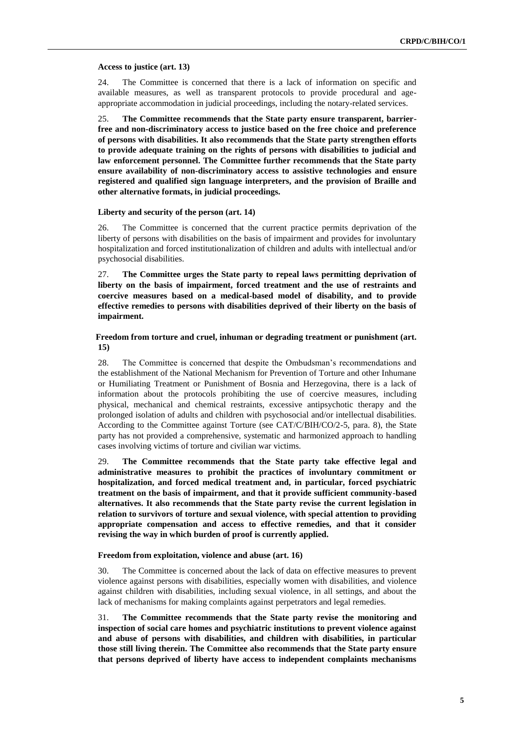### Access to justice (art. 13)

24. The Committee is concerned that there is a lack of information on specific and available measures, as well as transparent protocols to provide procedural and age-appropriate accommodation in judicial proceedings, including the notary-related services.

25. **The Committee recommends that the State party ensure transparent, barrier-free and non-discriminatory access to justice based on the free choice and preference of persons with disabilities. It also recommends that the State party strengthen efforts to provide adequate training on the rights of persons with disabilities to judicial and law enforcement personnel. The Committee further recommends that the State party ensure availability of non-discriminatory access to assistive technologies and ensure registered and qualified sign language interpreters, and the provision of Braille and other alternative formats, in judicial proceedings.**

### Liberty and security of the person (art. 14)

26. The Committee is concerned that the current practice permits deprivation of the liberty of persons with disabilities on the basis of impairment and provides for involuntary hospitalization and forced institutionalization of children and adults with intellectual and/or psychosocial disabilities.

27. **The Committee urges the State party to repeal laws permitting deprivation of liberty on the basis of impairment, forced treatment and the use of restraints and coercive measures based on a medical-based model of disability, and to provide effective remedies to persons with disabilities deprived of their liberty on the basis of impairment.**

### Freedom from torture and cruel, inhuman or degrading treatment or punishment (art. 15)

28. The Committee is concerned that despite the Ombudsman's recommendations and the establishment of the National Mechanism for Prevention of Torture and other Inhumane or Humiliating Treatment or Punishment of Bosnia and Herzegovina, there is a lack of information about the protocols prohibiting the use of coercive measures, including physical, mechanical and chemical restraints, excessive antipsychotic therapy and the prolonged isolation of adults and children with psychosocial and/or intellectual disabilities. According to the Committee against Torture (see CAT/C/BIH/CO/2-5, para. 8), the State party has not provided a comprehensive, systematic and harmonized approach to handling cases involving victims of torture and civilian war victims.

29. **The Committee recommends that the State party take effective legal and administrative measures to prohibit the practices of involuntary commitment or hospitalization, and forced medical treatment and, in particular, forced psychiatric treatment on the basis of impairment, and that it provide sufficient community-based alternatives. It also recommends that the State party revise the current legislation in relation to survivors of torture and sexual violence, with special attention to providing appropriate compensation and access to effective remedies, and that it consider revising the way in which burden of proof is currently applied.**

### Freedom from exploitation, violence and abuse (art. 16)

30. The Committee is concerned about the lack of data on effective measures to prevent violence against persons with disabilities, especially women with disabilities, and violence against children with disabilities, including sexual violence, in all settings, and about the lack of mechanisms for making complaints against perpetrators and legal remedies.

31. **The Committee recommends that the State party revise the monitoring and inspection of social care homes and psychiatric institutions to prevent violence against and abuse of persons with disabilities, and children with disabilities, in particular those still living therein. The Committee also recommends that the State party ensure that persons deprived of liberty have access to independent complaints mechanisms**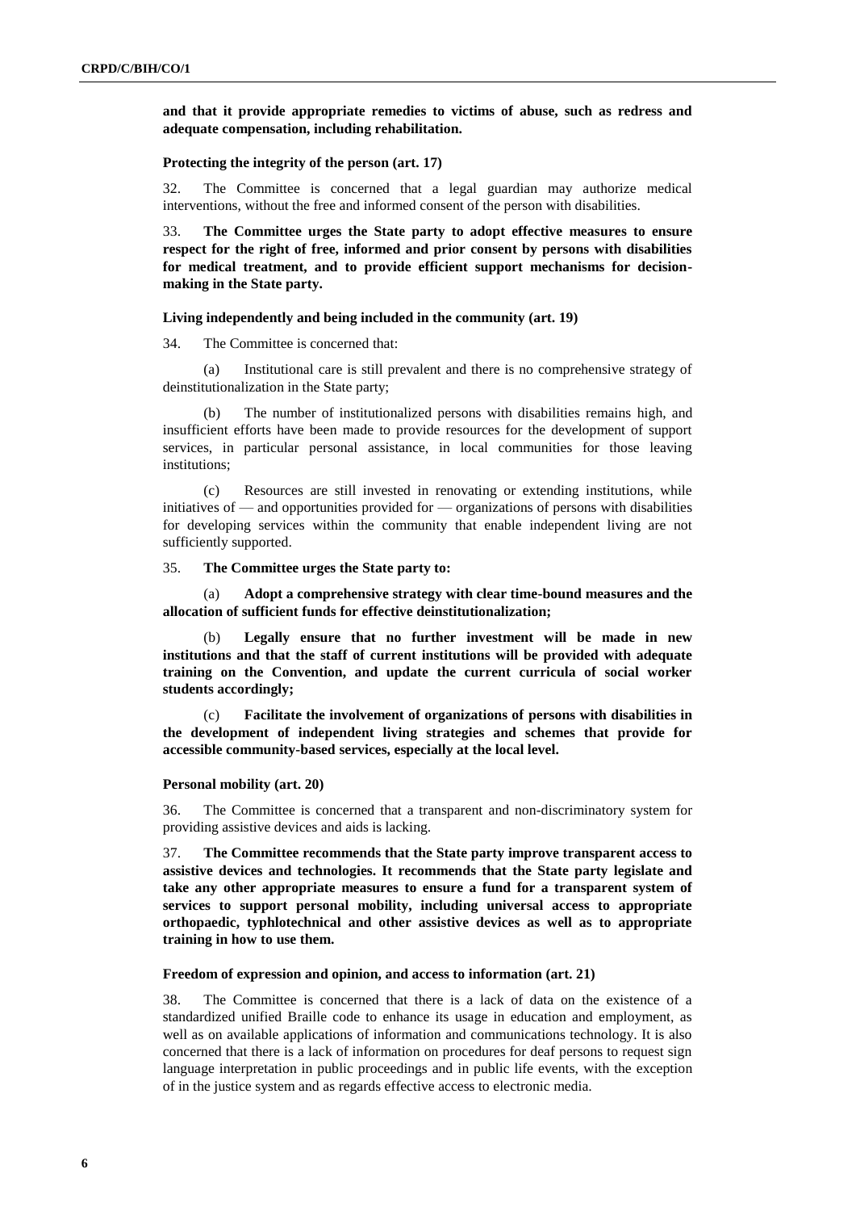**and that it provide appropriate remedies to victims of abuse, such as redress and adequate compensation, including rehabilitation.**

### Protecting the integrity of the person (art. 17)

32. The Committee is concerned that a legal guardian may authorize medical interventions, without the free and informed consent of the person with disabilities.

33. **The Committee urges the State party to adopt effective measures to ensure respect for the right of free, informed and prior consent by persons with disabilities for medical treatment, and to provide efficient support mechanisms for decision-making in the State party.**

### Living independently and being included in the community (art. 19)

34. The Committee is concerned that:

(a) Institutional care is still prevalent and there is no comprehensive strategy of deinstitutionalization in the State party;

(b) The number of institutionalized persons with disabilities remains high, and insufficient efforts have been made to provide resources for the development of support services, in particular personal assistance, in local communities for those leaving institutions;

(c) Resources are still invested in renovating or extending institutions, while initiatives of — and opportunities provided for — organizations of persons with disabilities for developing services within the community that enable independent living are not sufficiently supported.

35. **The Committee urges the State party to:**

(a) **Adopt a comprehensive strategy with clear time-bound measures and the allocation of sufficient funds for effective deinstitutionalization;**

(b) **Legally ensure that no further investment will be made in new institutions and that the staff of current institutions will be provided with adequate training on the Convention, and update the current curricula of social worker students accordingly;**

(c) **Facilitate the involvement of organizations of persons with disabilities in the development of independent living strategies and schemes that provide for accessible community-based services, especially at the local level.**

### Personal mobility (art. 20)

36. The Committee is concerned that a transparent and non-discriminatory system for providing assistive devices and aids is lacking.

37. **The Committee recommends that the State party improve transparent access to assistive devices and technologies. It recommends that the State party legislate and take any other appropriate measures to ensure a fund for a transparent system of services to support personal mobility, including universal access to appropriate orthopaedic, typhlotechnical and other assistive devices as well as to appropriate training in how to use them.**

### Freedom of expression and opinion, and access to information (art. 21)

38. The Committee is concerned that there is a lack of data on the existence of a standardized unified Braille code to enhance its usage in education and employment, as well as on available applications of information and communications technology. It is also concerned that there is a lack of information on procedures for deaf persons to request sign language interpretation in public proceedings and in public life events, with the exception of in the justice system and as regards effective access to electronic media.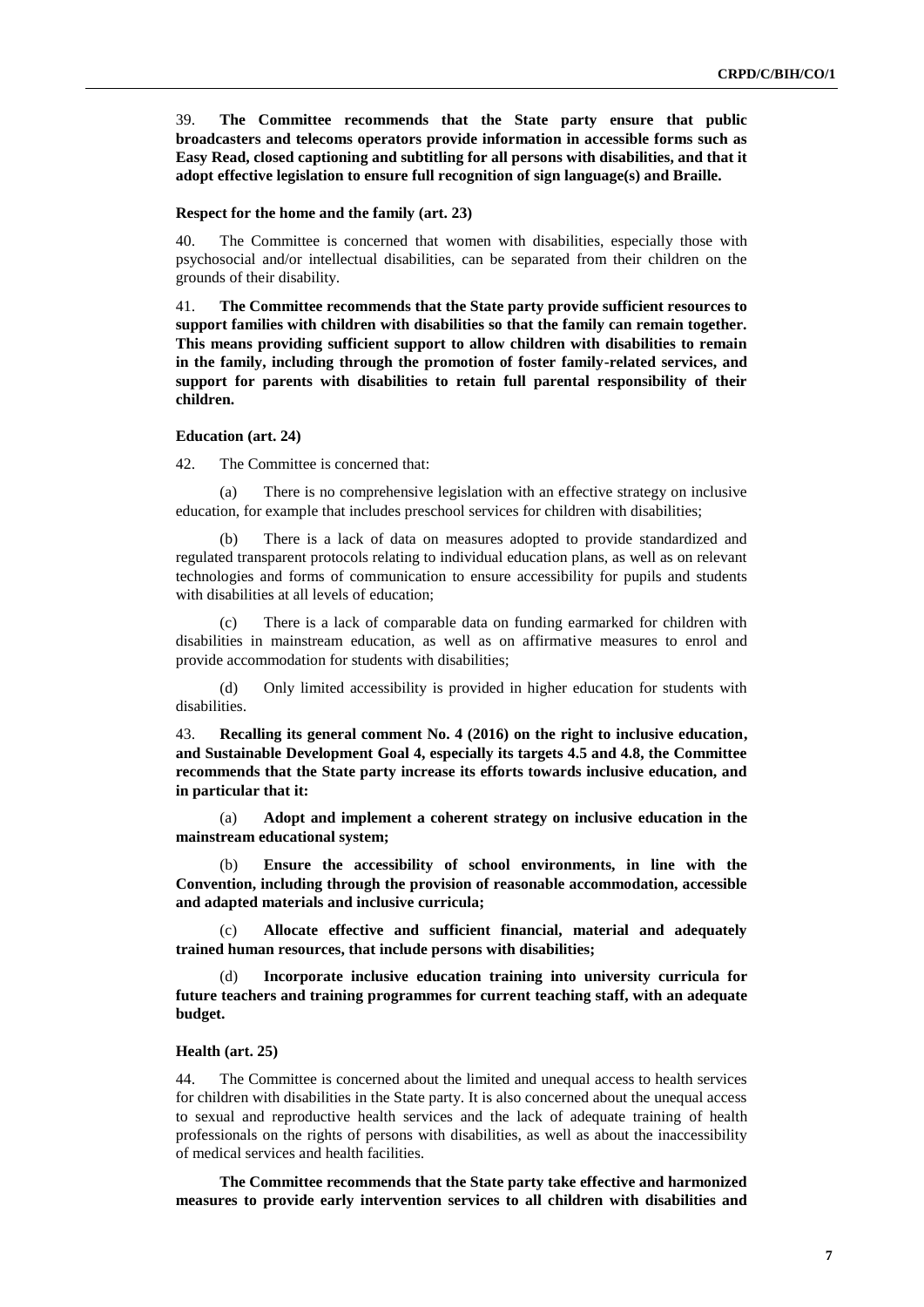39. **The Committee recommends that the State party ensure that public broadcasters and telecoms operators provide information in accessible forms such as Easy Read, closed captioning and subtitling for all persons with disabilities, and that it adopt effective legislation to ensure full recognition of sign language(s) and Braille.**

### Respect for the home and the family (art. 23)

40. The Committee is concerned that women with disabilities, especially those with psychosocial and/or intellectual disabilities, can be separated from their children on the grounds of their disability.

41. **The Committee recommends that the State party provide sufficient resources to support families with children with disabilities so that the family can remain together. This means providing sufficient support to allow children with disabilities to remain in the family, including through the promotion of foster family-related services, and support for parents with disabilities to retain full parental responsibility of their children.**

### Education (art. 24)

42. The Committee is concerned that:

(a) There is no comprehensive legislation with an effective strategy on inclusive education, for example that includes preschool services for children with disabilities;

(b) There is a lack of data on measures adopted to provide standardized and regulated transparent protocols relating to individual education plans, as well as on relevant technologies and forms of communication to ensure accessibility for pupils and students with disabilities at all levels of education;

(c) There is a lack of comparable data on funding earmarked for children with disabilities in mainstream education, as well as on affirmative measures to enrol and provide accommodation for students with disabilities;

(d) Only limited accessibility is provided in higher education for students with disabilities.

43. **Recalling its general comment No. 4 (2016) on the right to inclusive education, and Sustainable Development Goal 4, especially its targets 4.5 and 4.8, the Committee recommends that the State party increase its efforts towards inclusive education, and in particular that it:**

(a) **Adopt and implement a coherent strategy on inclusive education in the mainstream educational system;**

(b) **Ensure the accessibility of school environments, in line with the Convention, including through the provision of reasonable accommodation, accessible and adapted materials and inclusive curricula;**

(c) **Allocate effective and sufficient financial, material and adequately trained human resources, that include persons with disabilities;**

(d) **Incorporate inclusive education training into university curricula for future teachers and training programmes for current teaching staff, with an adequate budget.**

### Health (art. 25)

44. The Committee is concerned about the limited and unequal access to health services for children with disabilities in the State party. It is also concerned about the unequal access to sexual and reproductive health services and the lack of adequate training of health professionals on the rights of persons with disabilities, as well as about the inaccessibility of medical services and health facilities.

**The Committee recommends that the State party take effective and harmonized measures to provide early intervention services to all children with disabilities and**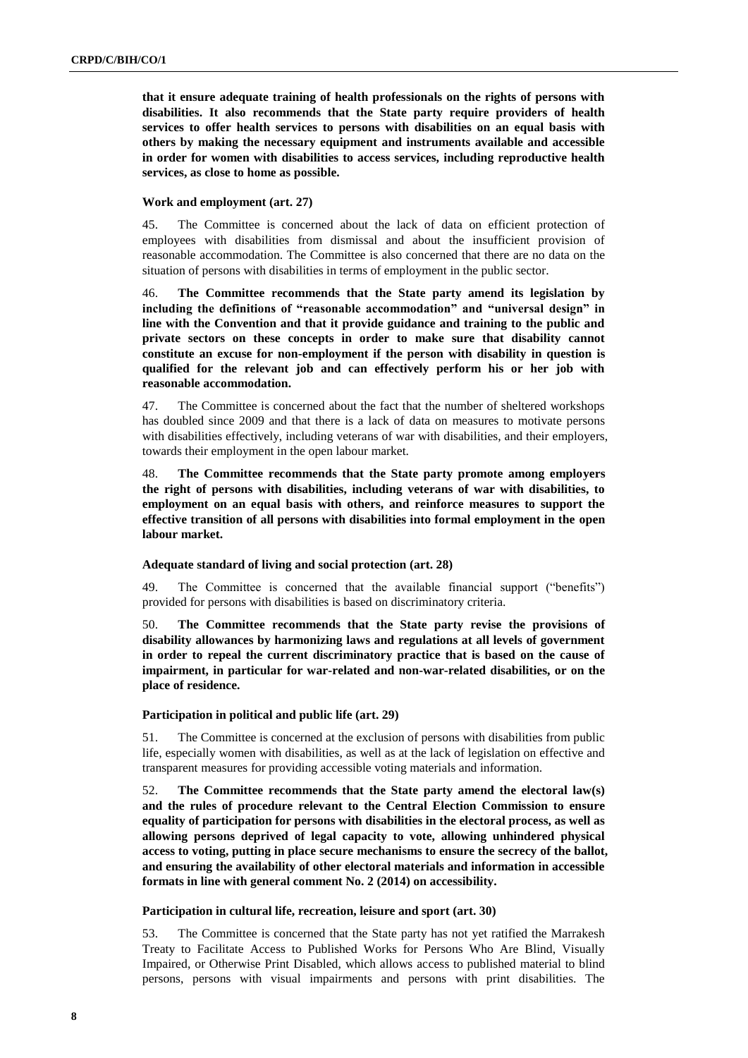**that it ensure adequate training of health professionals on the rights of persons with disabilities. It also recommends that the State party require providers of health services to offer health services to persons with disabilities on an equal basis with others by making the necessary equipment and instruments available and accessible in order for women with disabilities to access services, including reproductive health services, as close to home as possible.**

#### Work and employment (art. 27)

45. The Committee is concerned about the lack of data on efficient protection of employees with disabilities from dismissal and about the insufficient provision of reasonable accommodation. The Committee is also concerned that there are no data on the situation of persons with disabilities in terms of employment in the public sector.

46. **The Committee recommends that the State party amend its legislation by including the definitions of "reasonable accommodation" and "universal design" in line with the Convention and that it provide guidance and training to the public and private sectors on these concepts in order to make sure that disability cannot constitute an excuse for non-employment if the person with disability in question is qualified for the relevant job and can effectively perform his or her job with reasonable accommodation.**

47. The Committee is concerned about the fact that the number of sheltered workshops has doubled since 2009 and that there is a lack of data on measures to motivate persons with disabilities effectively, including veterans of war with disabilities, and their employers, towards their employment in the open labour market.

48. **The Committee recommends that the State party promote among employers the right of persons with disabilities, including veterans of war with disabilities, to employment on an equal basis with others, and reinforce measures to support the effective transition of all persons with disabilities into formal employment in the open labour market.**

#### Adequate standard of living and social protection (art. 28)

49. The Committee is concerned that the available financial support ("benefits") provided for persons with disabilities is based on discriminatory criteria.

50. **The Committee recommends that the State party revise the provisions of disability allowances by harmonizing laws and regulations at all levels of government in order to repeal the current discriminatory practice that is based on the cause of impairment, in particular for war-related and non-war-related disabilities, or on the place of residence.**

#### Participation in political and public life (art. 29)

51. The Committee is concerned at the exclusion of persons with disabilities from public life, especially women with disabilities, as well as at the lack of legislation on effective and transparent measures for providing accessible voting materials and information.

52. **The Committee recommends that the State party amend the electoral law(s) and the rules of procedure relevant to the Central Election Commission to ensure equality of participation for persons with disabilities in the electoral process, as well as allowing persons deprived of legal capacity to vote, allowing unhindered physical access to voting, putting in place secure mechanisms to ensure the secrecy of the ballot, and ensuring the availability of other electoral materials and information in accessible formats in line with general comment No. 2 (2014) on accessibility.**

#### Participation in cultural life, recreation, leisure and sport (art. 30)

53. The Committee is concerned that the State party has not yet ratified the Marrakesh Treaty to Facilitate Access to Published Works for Persons Who Are Blind, Visually Impaired, or Otherwise Print Disabled, which allows access to published material to blind persons, persons with visual impairments and persons with print disabilities. The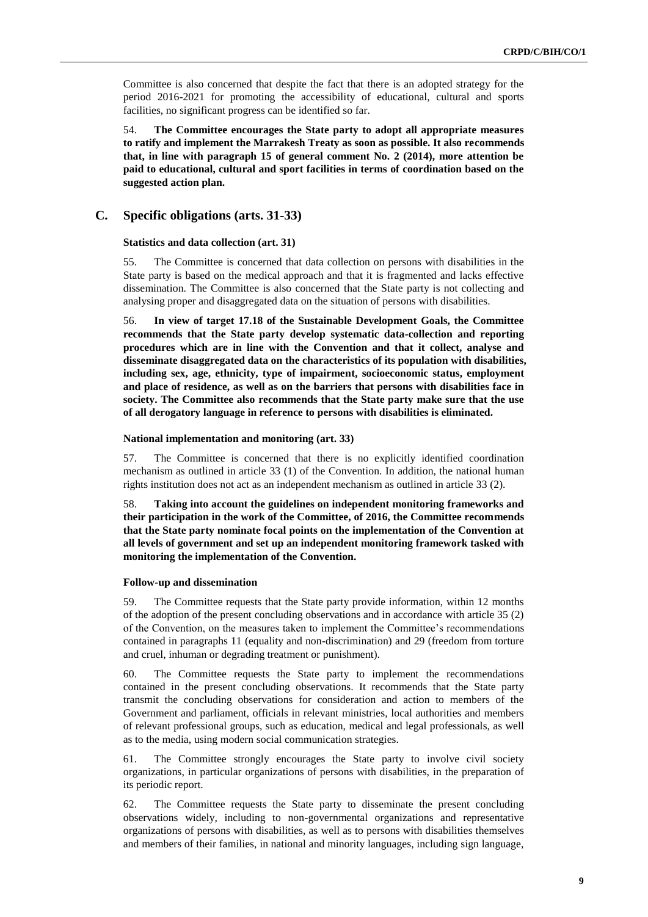Committee is also concerned that despite the fact that there is an adopted strategy for the period 2016-2021 for promoting the accessibility of educational, cultural and sports facilities, no significant progress can be identified so far.

54. **The Committee encourages the State party to adopt all appropriate measures to ratify and implement the Marrakesh Treaty as soon as possible. It also recommends that, in line with paragraph 15 of general comment No. 2 (2014), more attention be paid to educational, cultural and sport facilities in terms of coordination based on the suggested action plan.**

## C. Specific obligations (arts. 31-33)

### Statistics and data collection (art. 31)

55. The Committee is concerned that data collection on persons with disabilities in the State party is based on the medical approach and that it is fragmented and lacks effective dissemination. The Committee is also concerned that the State party is not collecting and analysing proper and disaggregated data on the situation of persons with disabilities.

56. **In view of target 17.18 of the Sustainable Development Goals, the Committee recommends that the State party develop systematic data-collection and reporting procedures which are in line with the Convention and that it collect, analyse and disseminate disaggregated data on the characteristics of its population with disabilities, including sex, age, ethnicity, type of impairment, socioeconomic status, employment and place of residence, as well as on the barriers that persons with disabilities face in society. The Committee also recommends that the State party make sure that the use of all derogatory language in reference to persons with disabilities is eliminated.**

### National implementation and monitoring (art. 33)

57. The Committee is concerned that there is no explicitly identified coordination mechanism as outlined in article 33 (1) of the Convention. In addition, the national human rights institution does not act as an independent mechanism as outlined in article 33 (2).

58. **Taking into account the guidelines on independent monitoring frameworks and their participation in the work of the Committee, of 2016, the Committee recommends that the State party nominate focal points on the implementation of the Convention at all levels of government and set up an independent monitoring framework tasked with monitoring the implementation of the Convention.**

### Follow-up and dissemination

59. The Committee requests that the State party provide information, within 12 months of the adoption of the present concluding observations and in accordance with article 35 (2) of the Convention, on the measures taken to implement the Committee's recommendations contained in paragraphs 11 (equality and non-discrimination) and 29 (freedom from torture and cruel, inhuman or degrading treatment or punishment).

60. The Committee requests the State party to implement the recommendations contained in the present concluding observations. It recommends that the State party transmit the concluding observations for consideration and action to members of the Government and parliament, officials in relevant ministries, local authorities and members of relevant professional groups, such as education, medical and legal professionals, as well as to the media, using modern social communication strategies.

61. The Committee strongly encourages the State party to involve civil society organizations, in particular organizations of persons with disabilities, in the preparation of its periodic report.

62. The Committee requests the State party to disseminate the present concluding observations widely, including to non-governmental organizations and representative organizations of persons with disabilities, as well as to persons with disabilities themselves and members of their families, in national and minority languages, including sign language,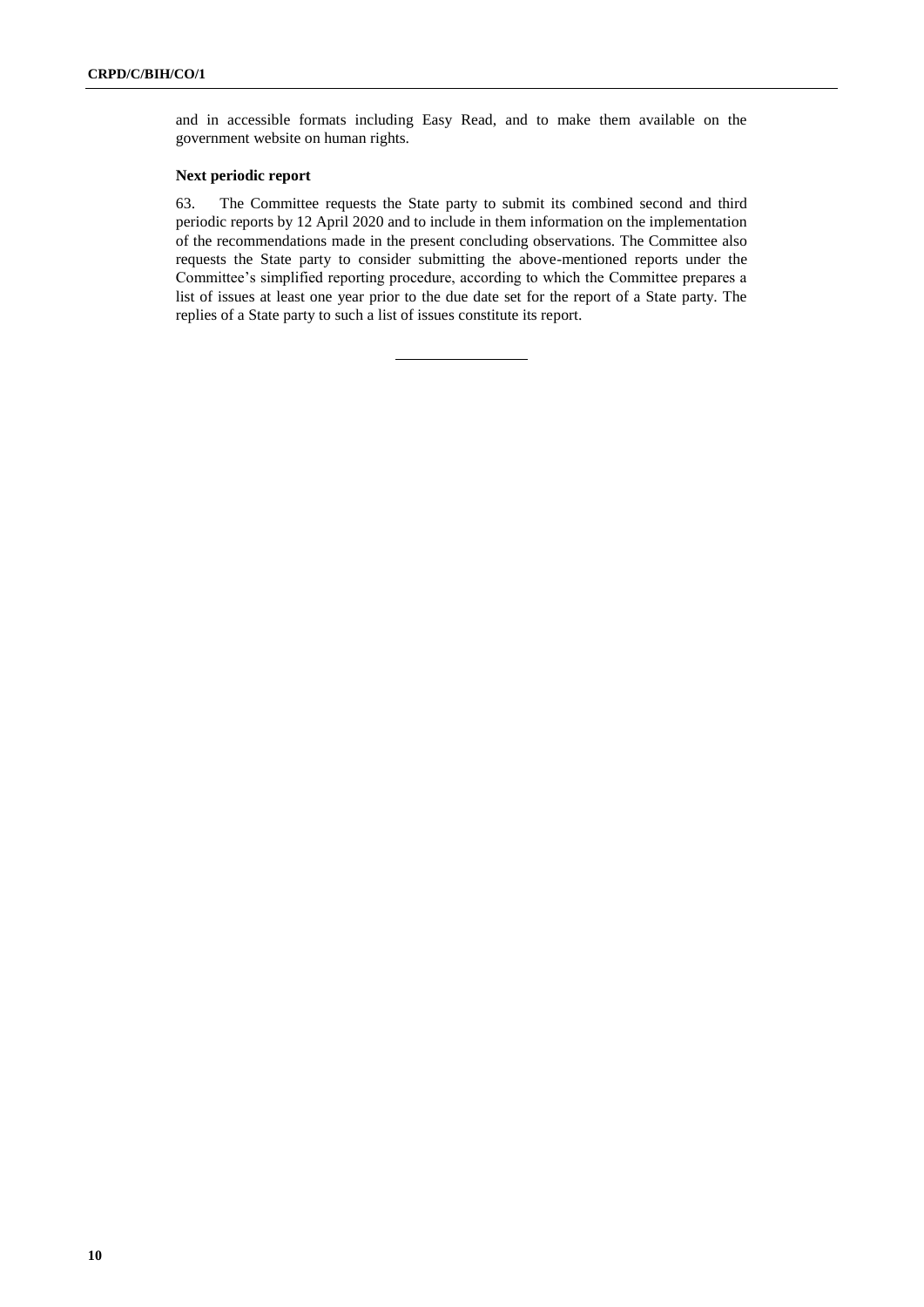and in accessible formats including Easy Read, and to make them available on the government website on human rights.

### Next periodic report

63. The Committee requests the State party to submit its combined second and third periodic reports by 12 April 2020 and to include in them information on the implementation of the recommendations made in the present concluding observations. The Committee also requests the State party to consider submitting the above-mentioned reports under the Committee's simplified reporting procedure, according to which the Committee prepares a list of issues at least one year prior to the due date set for the report of a State party. The replies of a State party to such a list of issues constitute its report.